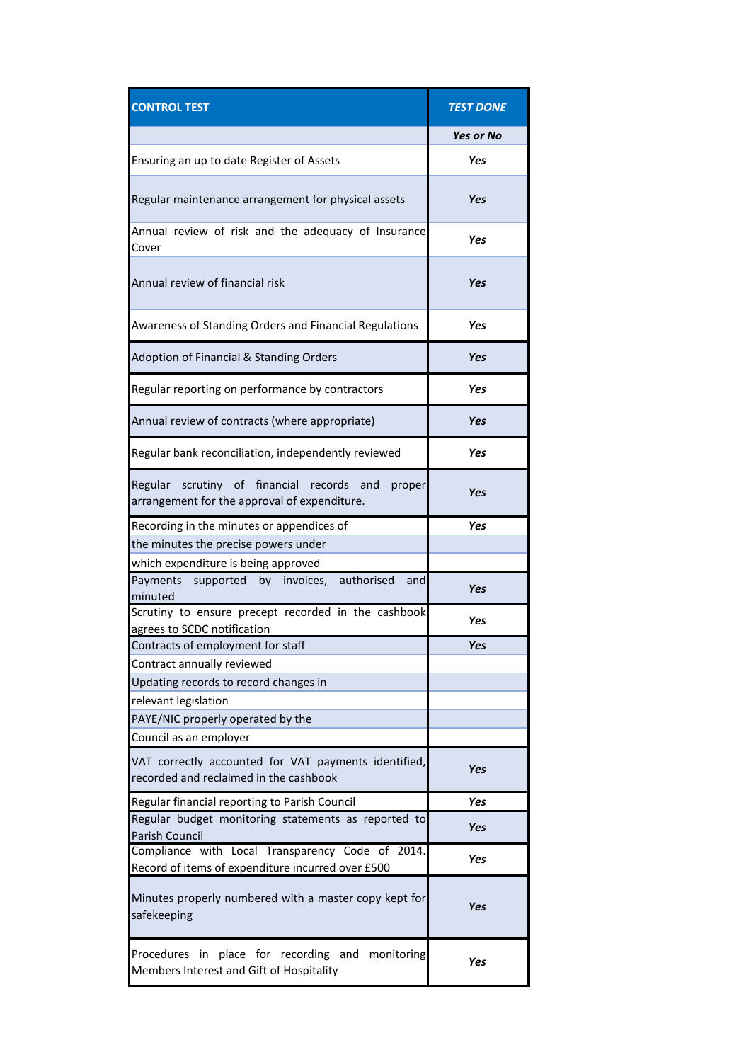| CONTROL TEST | TEST DONE |
|---|---|
| | *Yes or No* |
| Ensuring an up to date Register of Assets | ***Yes*** |
| Regular maintenance arrangement for physical assets | ***Yes*** |
| Annual review of risk and the adequacy of Insurance Cover | ***Yes*** |
| Annual review of financial risk | ***Yes*** |
| Awareness of Standing Orders and Financial Regulations | ***Yes*** |
| Adoption of Financial & Standing Orders | ***Yes*** |
| Regular reporting on performance by contractors | ***Yes*** |
| Annual review of contracts (where appropriate) | ***Yes*** |
| Regular bank reconciliation, independently reviewed | ***Yes*** |
| Regular scrutiny of financial records and proper arrangement for the approval of expenditure. | ***Yes*** |
| Recording in the minutes or appendices of | ***Yes*** |
| the minutes the precise powers under | |
| which expenditure is being approved | |
| Payments supported by invoices, authorised and minuted | ***Yes*** |
| Scrutiny to ensure precept recorded in the cashbook agrees to SCDC notification | ***Yes*** |
| Contracts of employment for staff | ***Yes*** |
| Contract annually reviewed | |
| Updating records to record changes in | |
| relevant legislation | |
| PAYE/NIC properly operated by the | |
| Council as an employer | |
| VAT correctly accounted for VAT payments identified, recorded and reclaimed in the cashbook | ***Yes*** |
| Regular financial reporting to Parish Council | ***Yes*** |
| Regular budget monitoring statements as reported to Parish Council | ***Yes*** |
| Compliance with Local Transparency Code of 2014. Record of items of expenditure incurred over £500 | ***Yes*** |
| Minutes properly numbered with a master copy kept for safekeeping | ***Yes*** |
| Procedures in place for recording and monitoring Members Interest and Gift of Hospitality | ***Yes*** |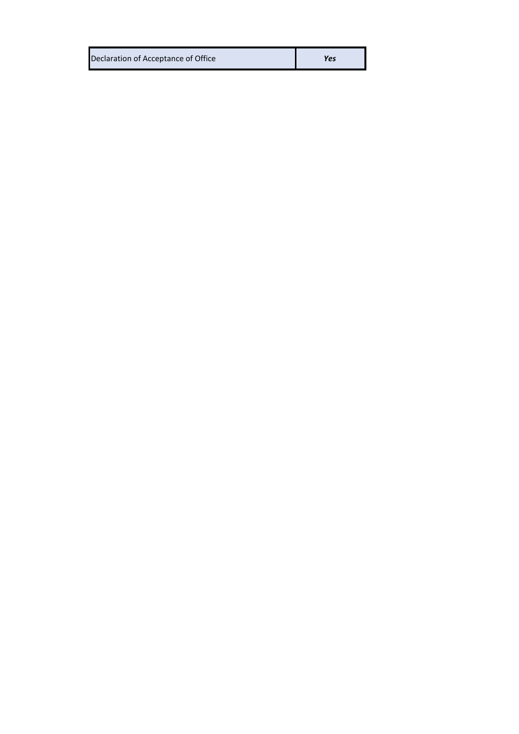| Declaration of Acceptance of Office | ***Yes*** |
|---|---|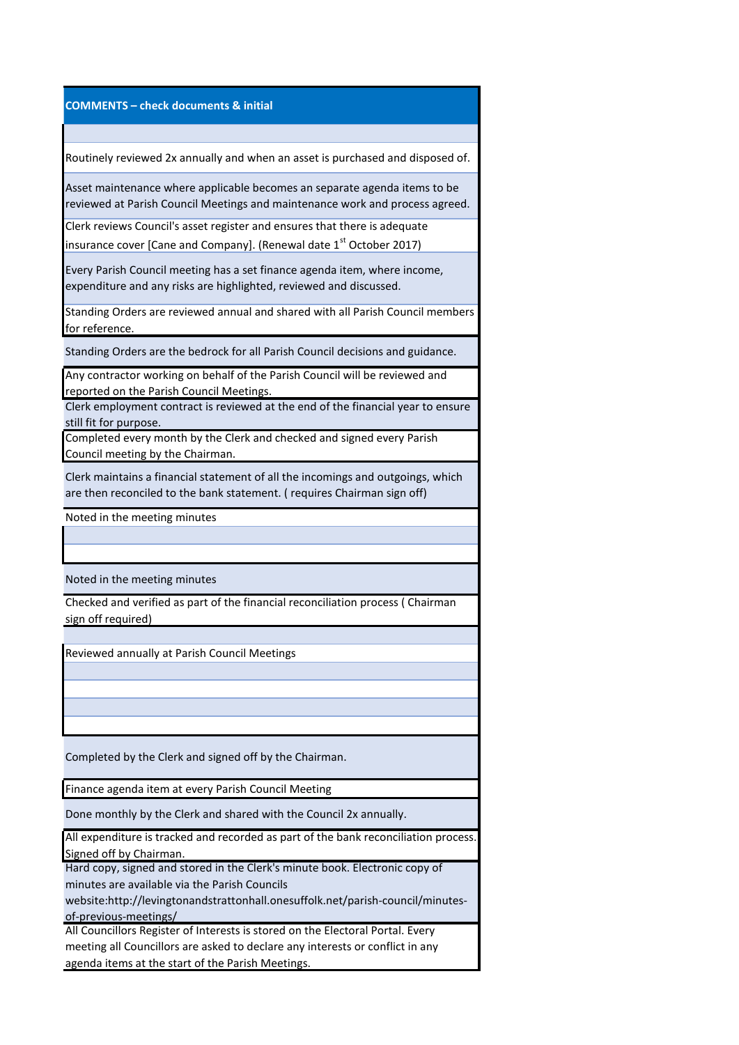| COMMENTS – check documents & initial |
|---|
| |
| Routinely reviewed 2x annually and when an asset is purchased and disposed of. |
| Asset maintenance where applicable becomes an separate agenda items to be reviewed at Parish Council Meetings and maintenance work and process agreed. |
| Clerk reviews Council's asset register and ensures that there is adequate insurance cover [Cane and Company]. (Renewal date 1st October 2017) |
| Every Parish Council meeting has a set finance agenda item, where income, expenditure and any risks are highlighted, reviewed and discussed. |
| Standing Orders are reviewed annual and shared with all Parish Council members for reference. |
| Standing Orders are the bedrock for all Parish Council decisions and guidance. |
| Any contractor working on behalf of the Parish Council will be reviewed and reported on the Parish Council Meetings. |
| Clerk employment contract is reviewed at the end of the financial year to ensure still fit for purpose. |
| Completed every month by the Clerk and checked and signed every Parish Council meeting by the Chairman. |
| Clerk maintains a financial statement of all the incomings and outgoings, which are then reconciled to the bank statement. ( requires Chairman sign off) |
| Noted in the meeting minutes |
| |
| |
| Noted in the meeting minutes |
| Checked and verified as part of the financial reconciliation process ( Chairman sign off required) |
| |
| Reviewed annually at Parish Council Meetings |
| |
| |
| |
| |
| Completed by the Clerk and signed off by the Chairman. |
| Finance agenda item at every Parish Council Meeting |
| Done monthly by the Clerk and shared with the Council 2x annually. |
| All expenditure is tracked and recorded as part of the bank reconciliation process. Signed off by Chairman. |
| Hard copy, signed and stored in the Clerk's minute book. Electronic copy of minutes are available via the Parish Councils website:http://levingtonandstrattonhall.onesuffolk.net/parish-council/minutes-of-previous-meetings/ |
| All Councillors Register of Interests is stored on the Electoral Portal. Every meeting all Councillors are asked to declare any interests or conflict in any agenda items at the start of the Parish Meetings. |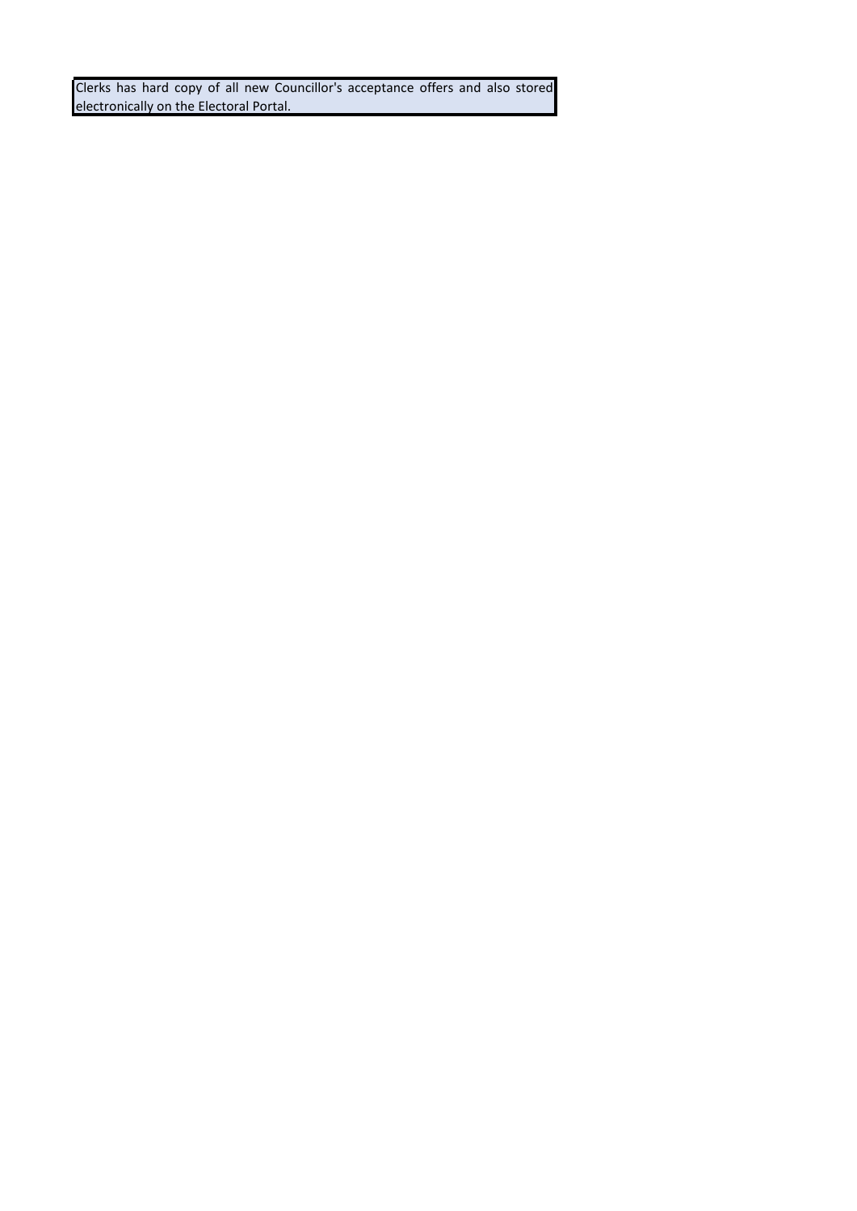Clerks has hard copy of all new Councillor's acceptance offers and also stored electronically on the Electoral Portal.